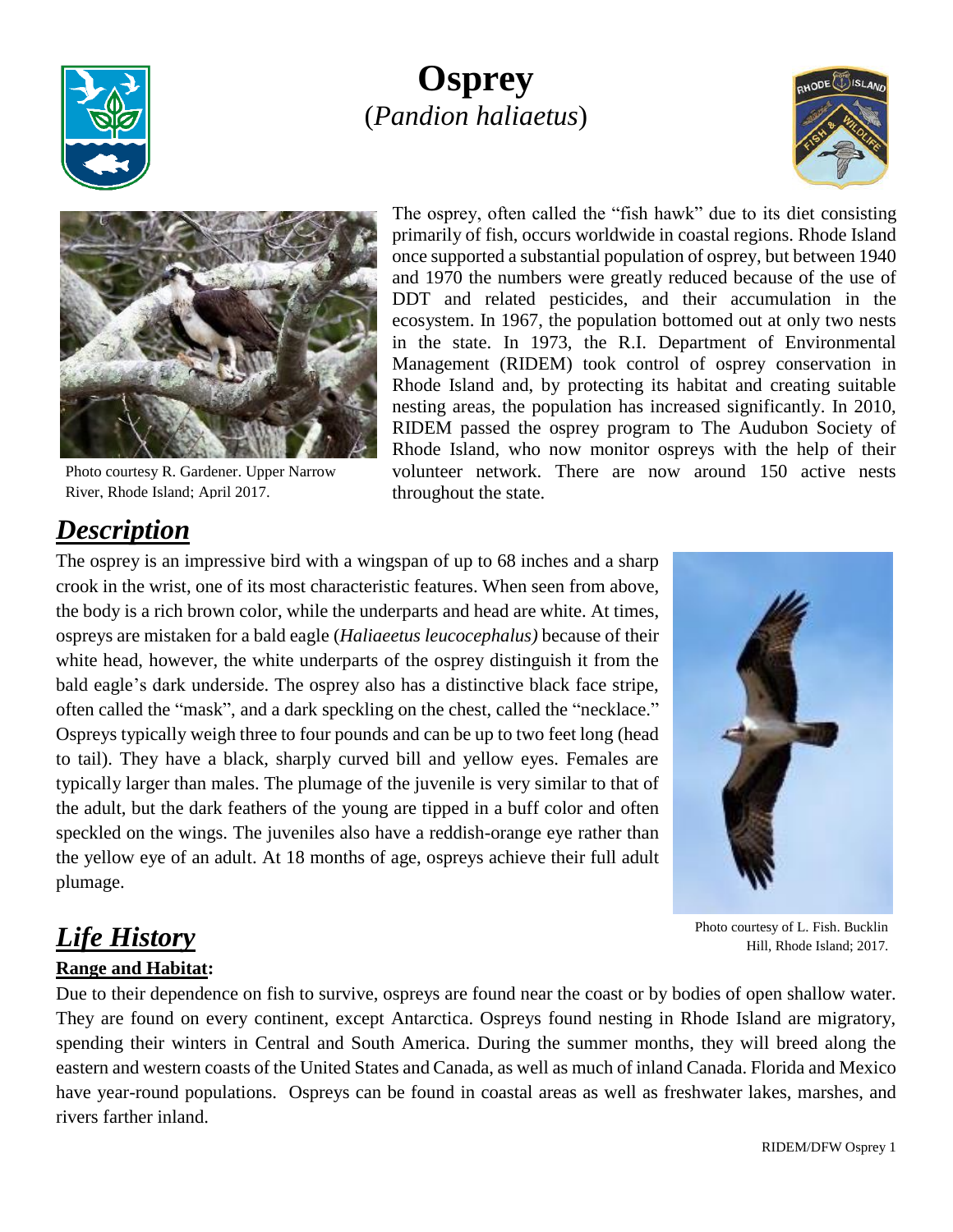# Osprey

(*Pandion haliaetus*)

Photo courtesy R. Gardener. Upper Narrow River, Rhode Island; April 2017.

The osprey, often called the "fish hawk" due to its diet consisting primarily of fish, occurs worldwide in coastal regions. Rhode Island once supported a substantial population of osprey, but between 1940 and 1970 the numbers were greatly reduced because of the use of DDT and related pesticides, and their accumulation in the ecosystem. In 1967, the population bottomed out at only two nests in the state. In 1973, the R.I. Department of Environmental Management (RIDEM) took control of osprey conservation in Rhode Island and, by protecting its habitat and creating suitable nesting areas, the population has increased significantly. In 2010, RIDEM passed the osprey program to The Audubon Society of Rhode Island, who now monitor ospreys with the help of their volunteer network. There are now around 150 active nests throughout the state.

## *Description*

The osprey is an impressive bird with a wingspan of up to 68 inches and a sharp crook in the wrist, one of its most characteristic features. When seen from above, the body is a rich brown color, while the underparts and head are white. At times, ospreys are mistaken for a bald eagle (*Haliaeetus leucocephalus)* because of their white head, however, the white underparts of the osprey distinguish it from the bald eagle's dark underside. The osprey also has a distinctive black face stripe, often called the "mask", and a dark speckling on the chest, called the "necklace." Ospreys typically weigh three to four pounds and can be up to two feet long (head to tail). They have a black, sharply curved bill and yellow eyes. Females are typically larger than males. The plumage of the juvenile is very similar to that of the adult, but the dark feathers of the young are tipped in a buff color and often speckled on the wings. The juveniles also have a reddish-orange eye rather than the yellow eye of an adult. At 18 months of age, ospreys achieve their full adult plumage.

Photo courtesy of L. Fish. Bucklin Hill, Rhode Island; 2017.

## *Life History*

**Range and Habitat:**

Due to their dependence on fish to survive, ospreys are found near the coast or by bodies of open shallow water. They are found on every continent, except Antarctica. Ospreys found nesting in Rhode Island are migratory, spending their winters in Central and South America. During the summer months, they will breed along the eastern and western coasts of the United States and Canada, as well as much of inland Canada. Florida and Mexico have year-round populations. Ospreys can be found in coastal areas as well as freshwater lakes, marshes, and rivers farther inland.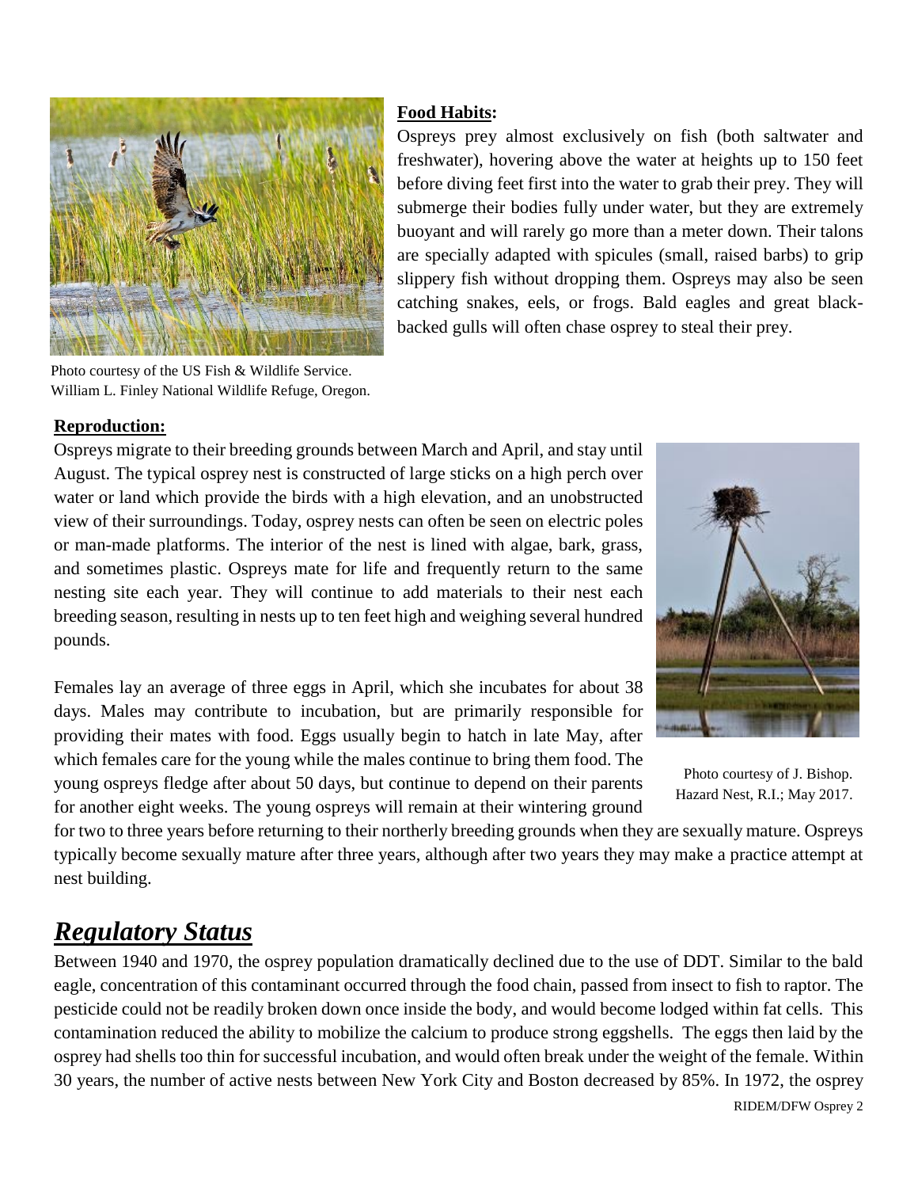Photo courtesy of the US Fish & Wildlife Service.
William L. Finley National Wildlife Refuge, Oregon.

**Food Habits:**

Ospreys prey almost exclusively on fish (both saltwater and freshwater), hovering above the water at heights up to 150 feet before diving feet first into the water to grab their prey. They will submerge their bodies fully under water, but they are extremely buoyant and will rarely go more than a meter down. Their talons are specially adapted with spicules (small, raised barbs) to grip slippery fish without dropping them. Ospreys may also be seen catching snakes, eels, or frogs. Bald eagles and great black-backed gulls will often chase osprey to steal their prey.

**Reproduction:**

Ospreys migrate to their breeding grounds between March and April, and stay until August. The typical osprey nest is constructed of large sticks on a high perch over water or land which provide the birds with a high elevation, and an unobstructed view of their surroundings. Today, osprey nests can often be seen on electric poles or man-made platforms. The interior of the nest is lined with algae, bark, grass, and sometimes plastic. Ospreys mate for life and frequently return to the same nesting site each year. They will continue to add materials to their nest each breeding season, resulting in nests up to ten feet high and weighing several hundred pounds.

Females lay an average of three eggs in April, which she incubates for about 38 days. Males may contribute to incubation, but are primarily responsible for providing their mates with food. Eggs usually begin to hatch in late May, after which females care for the young while the males continue to bring them food. The young ospreys fledge after about 50 days, but continue to depend on their parents for another eight weeks. The young ospreys will remain at their wintering ground for two to three years before returning to their northerly breeding grounds when they are sexually mature. Ospreys typically become sexually mature after three years, although after two years they may make a practice attempt at nest building.

Photo courtesy of J. Bishop.
Hazard Nest, R.I.; May 2017.

# ***Regulatory Status***

Between 1940 and 1970, the osprey population dramatically declined due to the use of DDT. Similar to the bald eagle, concentration of this contaminant occurred through the food chain, passed from insect to fish to raptor. The pesticide could not be readily broken down once inside the body, and would become lodged within fat cells. This contamination reduced the ability to mobilize the calcium to produce strong eggshells. The eggs then laid by the osprey had shells too thin for successful incubation, and would often break under the weight of the female. Within 30 years, the number of active nests between New York City and Boston decreased by 85%. In 1972, the osprey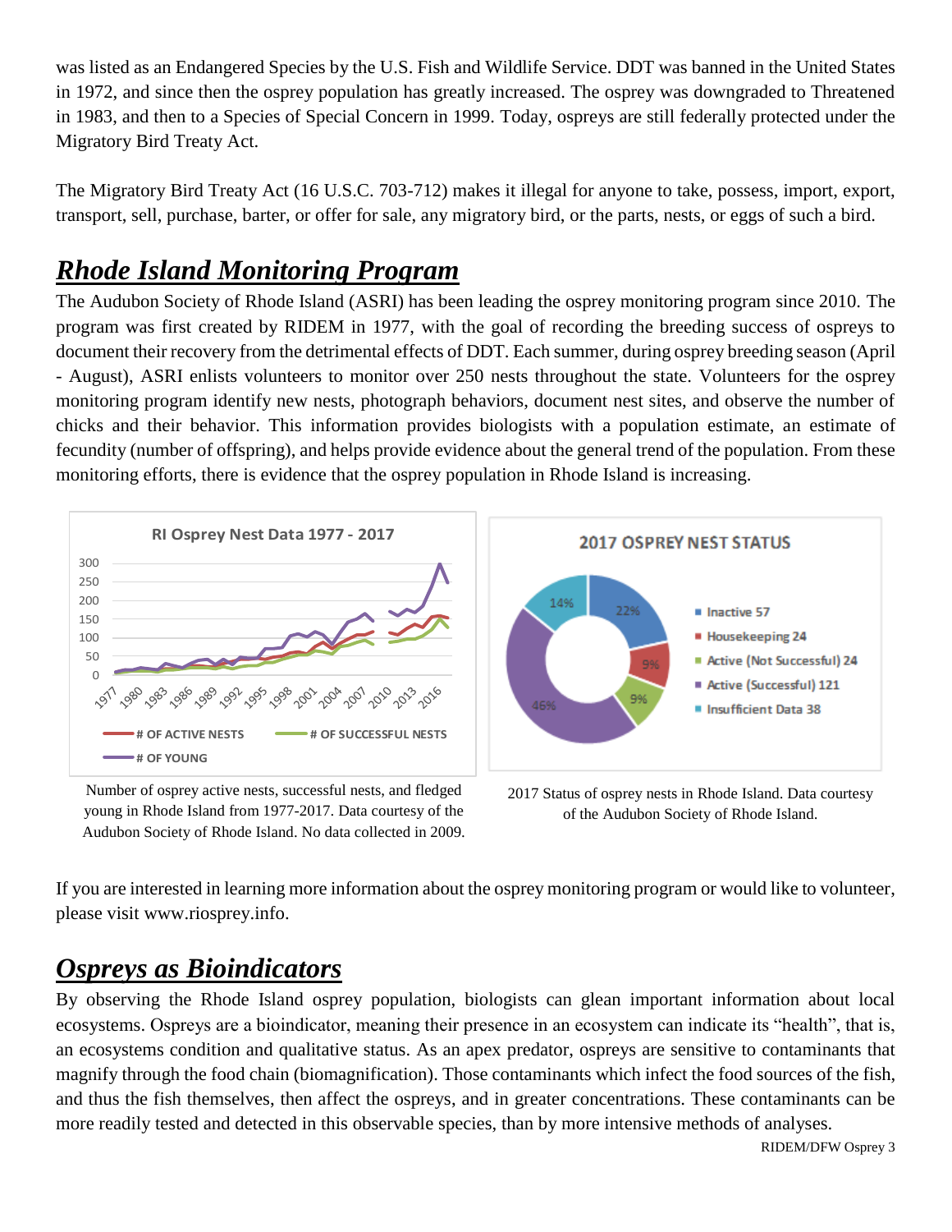was listed as an Endangered Species by the U.S. Fish and Wildlife Service. DDT was banned in the United States in 1972, and since then the osprey population has greatly increased. The osprey was downgraded to Threatened in 1983, and then to a Species of Special Concern in 1999. Today, ospreys are still federally protected under the Migratory Bird Treaty Act.

The Migratory Bird Treaty Act (16 U.S.C. 703-712) makes it illegal for anyone to take, possess, import, export, transport, sell, purchase, barter, or offer for sale, any migratory bird, or the parts, nests, or eggs of such a bird.

## ***Rhode Island Monitoring Program***

The Audubon Society of Rhode Island (ASRI) has been leading the osprey monitoring program since 2010. The program was first created by RIDEM in 1977, with the goal of recording the breeding success of ospreys to document their recovery from the detrimental effects of DDT. Each summer, during osprey breeding season (April - August), ASRI enlists volunteers to monitor over 250 nests throughout the state. Volunteers for the osprey monitoring program identify new nests, photograph behaviors, document nest sites, and observe the number of chicks and their behavior. This information provides biologists with a population estimate, an estimate of fecundity (number of offspring), and helps provide evidence about the general trend of the population. From these monitoring efforts, there is evidence that the osprey population in Rhode Island is increasing.

Number of osprey active nests, successful nests, and fledged young in Rhode Island from 1977-2017. Data courtesy of the Audubon Society of Rhode Island. No data collected in 2009.

2017 Status of osprey nests in Rhode Island. Data courtesy of the Audubon Society of Rhode Island.

If you are interested in learning more information about the osprey monitoring program or would like to volunteer, please visit www.riosprey.info.

## ***Ospreys as Bioindicators***

By observing the Rhode Island osprey population, biologists can glean important information about local ecosystems. Ospreys are a bioindicator, meaning their presence in an ecosystem can indicate its "health", that is, an ecosystems condition and qualitative status. As an apex predator, ospreys are sensitive to contaminants that magnify through the food chain (biomagnification). Those contaminants which infect the food sources of the fish, and thus the fish themselves, then affect the ospreys, and in greater concentrations. These contaminants can be more readily tested and detected in this observable species, than by more intensive methods of analyses.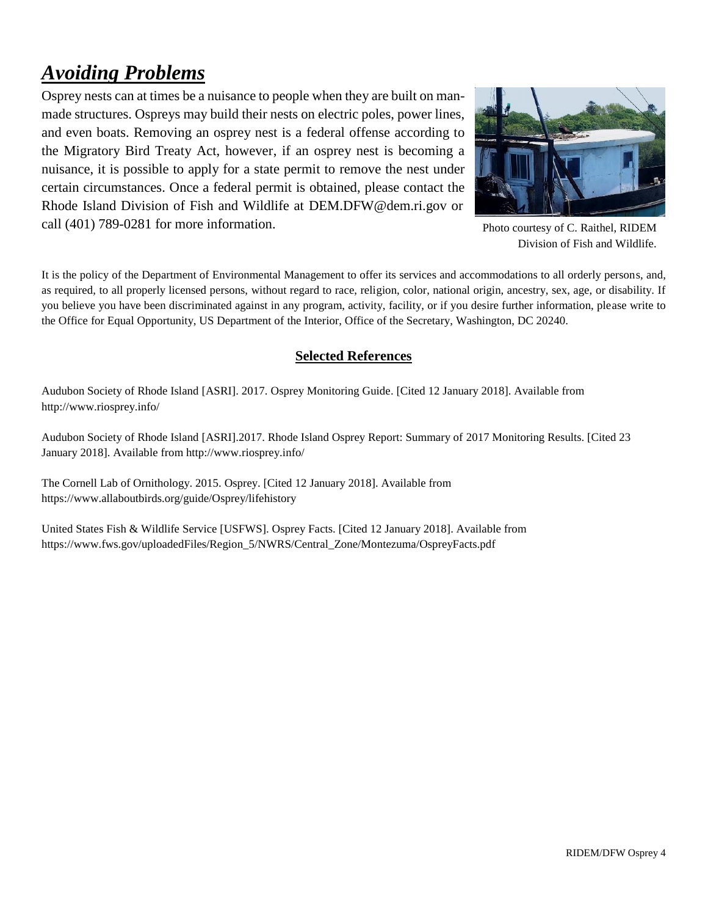# *Avoiding Problems*

Osprey nests can at times be a nuisance to people when they are built on man-made structures. Ospreys may build their nests on electric poles, power lines, and even boats. Removing an osprey nest is a federal offense according to the Migratory Bird Treaty Act, however, if an osprey nest is becoming a nuisance, it is possible to apply for a state permit to remove the nest under certain circumstances. Once a federal permit is obtained, please contact the Rhode Island Division of Fish and Wildlife at DEM.DFW@dem.ri.gov or call (401) 789-0281 for more information.

Photo courtesy of C. Raithel, RIDEM Division of Fish and Wildlife.

It is the policy of the Department of Environmental Management to offer its services and accommodations to all orderly persons, and, as required, to all properly licensed persons, without regard to race, religion, color, national origin, ancestry, sex, age, or disability. If you believe you have been discriminated against in any program, activity, facility, or if you desire further information, please write to the Office for Equal Opportunity, US Department of the Interior, Office of the Secretary, Washington, DC 20240.

## Selected References

Audubon Society of Rhode Island [ASRI]. 2017. Osprey Monitoring Guide. [Cited 12 January 2018]. Available from http://www.riosprey.info/

Audubon Society of Rhode Island [ASRI].2017. Rhode Island Osprey Report: Summary of 2017 Monitoring Results. [Cited 23 January 2018]. Available from http://www.riosprey.info/

The Cornell Lab of Ornithology. 2015. Osprey. [Cited 12 January 2018]. Available from https://www.allaboutbirds.org/guide/Osprey/lifehistory

United States Fish & Wildlife Service [USFWS]. Osprey Facts. [Cited 12 January 2018]. Available from https://www.fws.gov/uploadedFiles/Region_5/NWRS/Central_Zone/Montezuma/OspreyFacts.pdf